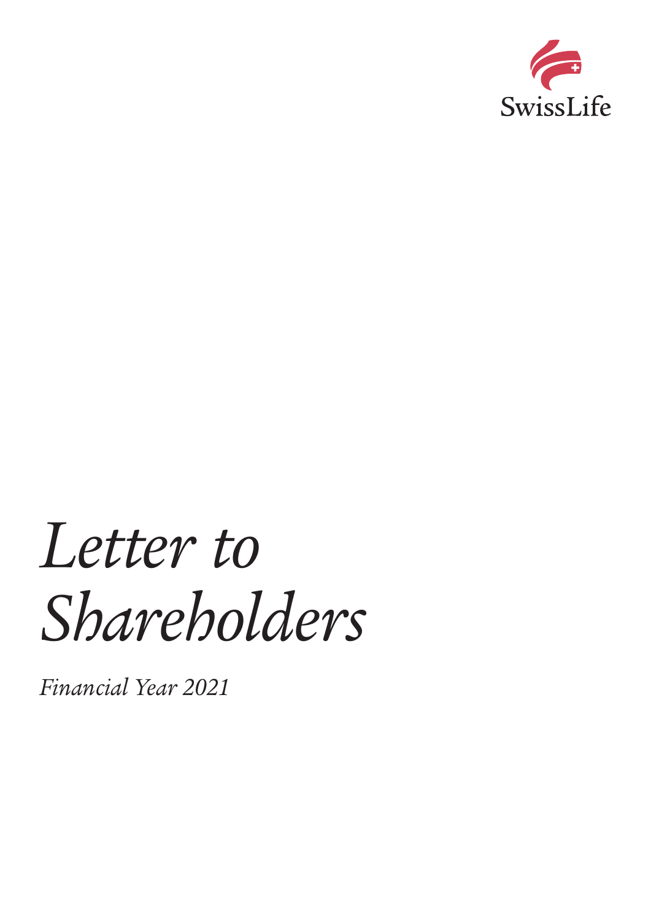SwissLife

# *Letter to Shareholders*

*Financial Year 2021*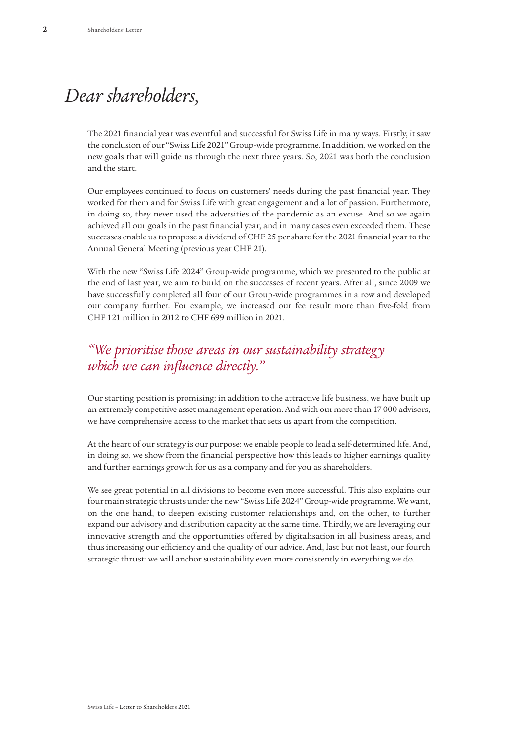# *Dear shareholders,*

The 2021 financial year was eventful and successful for Swiss Life in many ways. Firstly, it saw the conclusion of our "Swiss Life 2021" Group-wide programme. In addition, we worked on the new goals that will guide us through the next three years. So, 2021 was both the conclusion and the start.

Our employees continued to focus on customers' needs during the past financial year. They worked for them and for Swiss Life with great engagement and a lot of passion. Furthermore, in doing so, they never used the adversities of the pandemic as an excuse. And so we again achieved all our goals in the past financial year, and in many cases even exceeded them. These successes enable us to propose a dividend of CHF 25 per share for the 2021 financial year to the Annual General Meeting (previous year CHF 21).

With the new "Swiss Life 2024" Group-wide programme, which we presented to the public at the end of last year, we aim to build on the successes of recent years. After all, since 2009 we have successfully completed all four of our Group-wide programmes in a row and developed our company further. For example, we increased our fee result more than five-fold from CHF 121 million in 2012 to CHF 699 million in 2021.

*"We prioritise those areas in our sustainability strategy which we can influence directly."*

Our starting position is promising: in addition to the attractive life business, we have built up an extremely competitive asset management operation. And with our more than 17 000 advisors, we have comprehensive access to the market that sets us apart from the competition.

At the heart of our strategy is our purpose: we enable people to lead a self-determined life. And, in doing so, we show from the financial perspective how this leads to higher earnings quality and further earnings growth for us as a company and for you as shareholders.

We see great potential in all divisions to become even more successful. This also explains our four main strategic thrusts under the new "Swiss Life 2024" Group-wide programme. We want, on the one hand, to deepen existing customer relationships and, on the other, to further expand our advisory and distribution capacity at the same time. Thirdly, we are leveraging our innovative strength and the opportunities offered by digitalisation in all business areas, and thus increasing our efficiency and the quality of our advice. And, last but not least, our fourth strategic thrust: we will anchor sustainability even more consistently in everything we do.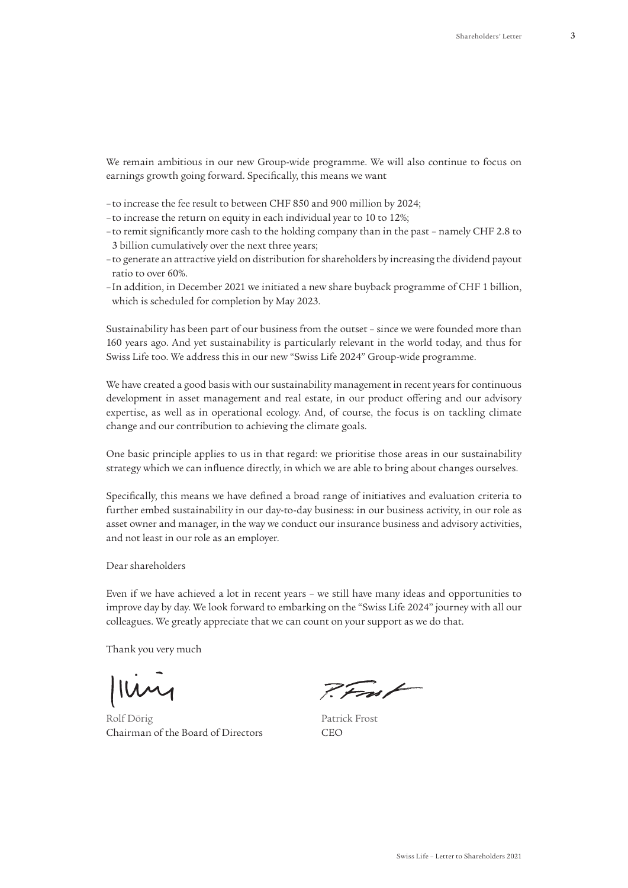We remain ambitious in our new Group-wide programme. We will also continue to focus on earnings growth going forward. Specifically, this means we want

- to increase the fee result to between CHF 850 and 900 million by 2024;
- to increase the return on equity in each individual year to 10 to 12%;
- to remit significantly more cash to the holding company than in the past – namely CHF 2.8 to 3 billion cumulatively over the next three years;
- to generate an attractive yield on distribution for shareholders by increasing the dividend payout ratio to over 60%.
- In addition, in December 2021 we initiated a new share buyback programme of CHF 1 billion, which is scheduled for completion by May 2023.

Sustainability has been part of our business from the outset – since we were founded more than 160 years ago. And yet sustainability is particularly relevant in the world today, and thus for Swiss Life too. We address this in our new "Swiss Life 2024" Group-wide programme.

We have created a good basis with our sustainability management in recent years for continuous development in asset management and real estate, in our product offering and our advisory expertise, as well as in operational ecology. And, of course, the focus is on tackling climate change and our contribution to achieving the climate goals.

One basic principle applies to us in that regard: we prioritise those areas in our sustainability strategy which we can influence directly, in which we are able to bring about changes ourselves.

Specifically, this means we have defined a broad range of initiatives and evaluation criteria to further embed sustainability in our day-to-day business: in our business activity, in our role as asset owner and manager, in the way we conduct our insurance business and advisory activities, and not least in our role as an employer.

Dear shareholders

Even if we have achieved a lot in recent years – we still have many ideas and opportunities to improve day by day. We look forward to embarking on the "Swiss Life 2024" journey with all our colleagues. We greatly appreciate that we can count on your support as we do that.

Thank you very much

Rolf Dörig
Chairman of the Board of Directors

Patrick Frost
CEO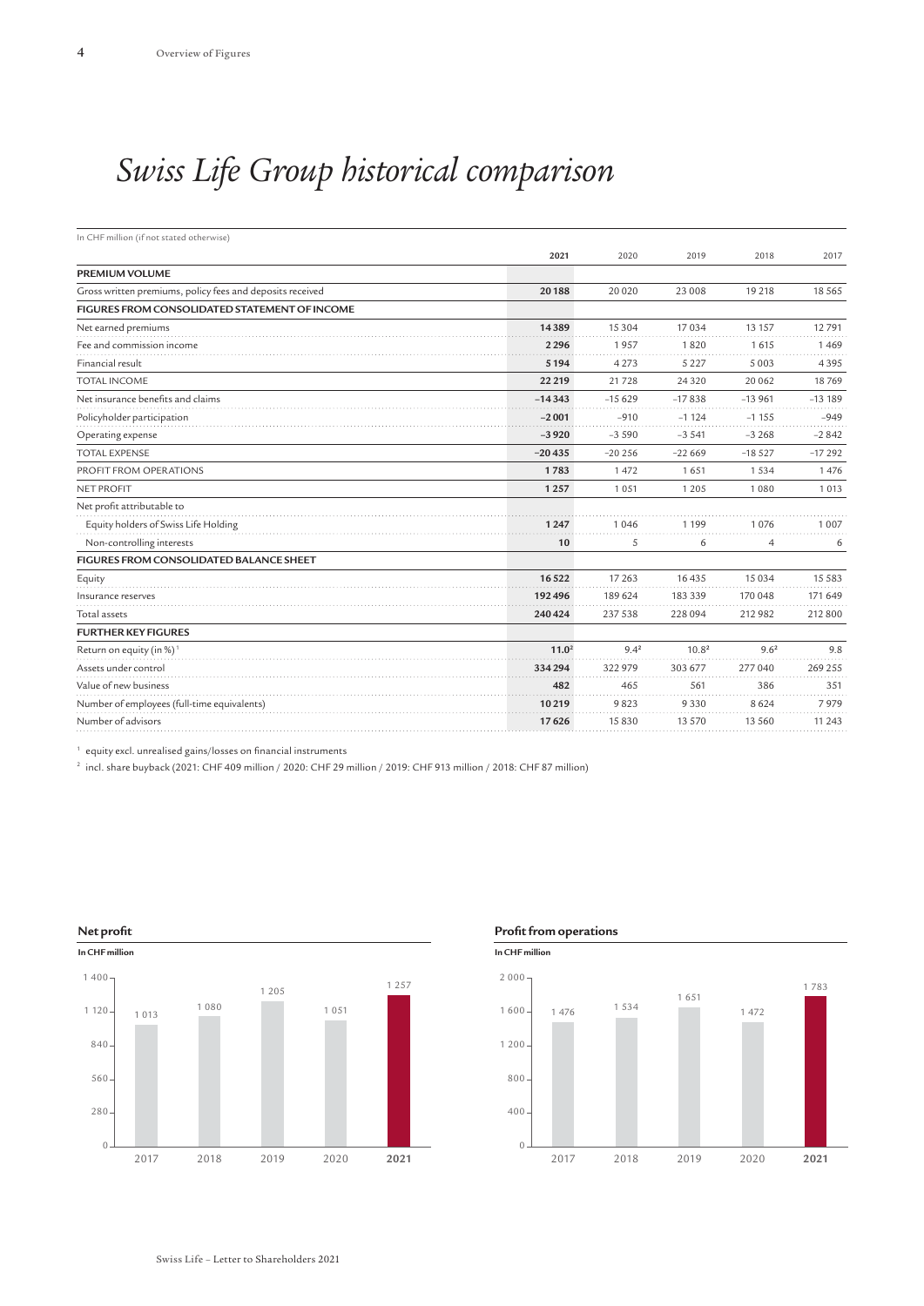# Swiss Life Group historical comparison

In CHF million (if not stated otherwise)

| | 2021 | 2020 | 2019 | 2018 | 2017 |
|---|---|---|---|---|---|
| **PREMIUM VOLUME** | | | | | |
| Gross written premiums, policy fees and deposits received | **20 188** | 20 020 | 23 008 | 19 218 | 18 565 |
| **FIGURES FROM CONSOLIDATED STATEMENT OF INCOME** | | | | | |
| Net earned premiums | **14 389** | 15 304 | 17 034 | 13 157 | 12 791 |
| Fee and commission income | **2 296** | 1 957 | 1 820 | 1 615 | 1 469 |
| Financial result | **5 194** | 4 273 | 5 227 | 5 003 | 4 395 |
| TOTAL INCOME | **22 219** | 21 728 | 24 320 | 20 062 | 18 769 |
| Net insurance benefits and claims | **–14 343** | –15 629 | –17 838 | –13 961 | –13 189 |
| Policyholder participation | **–2 001** | –910 | –1 124 | –1 155 | –949 |
| Operating expense | **–3 920** | –3 590 | –3 541 | –3 268 | –2 842 |
| TOTAL EXPENSE | **–20 435** | –20 256 | –22 669 | –18 527 | –17 292 |
| PROFIT FROM OPERATIONS | **1 783** | 1 472 | 1 651 | 1 534 | 1 476 |
| NET PROFIT | **1 257** | 1 051 | 1 205 | 1 080 | 1 013 |
| Net profit attributable to | | | | | |
| Equity holders of Swiss Life Holding | **1 247** | 1 046 | 1 199 | 1 076 | 1 007 |
| Non-controlling interests | **10** | 5 | 6 | 4 | 6 |
| **FIGURES FROM CONSOLIDATED BALANCE SHEET** | | | | | |
| Equity | **16 522** | 17 263 | 16 435 | 15 034 | 15 583 |
| Insurance reserves | **192 496** | 189 624 | 183 339 | 170 048 | 171 649 |
| Total assets | **240 424** | 237 538 | 228 094 | 212 982 | 212 800 |
| **FURTHER KEY FIGURES** | | | | | |
| Return on equity (in %) [1] | **11.0** [2] | 9.4 [2] | 10.8 [2] | 9.6 [2] | 9.8 |
| Assets under control | **334 294** | 322 979 | 303 677 | 277 040 | 269 255 |
| Value of new business | **482** | 465 | 561 | 386 | 351 |
| Number of employees (full-time equivalents) | **10 219** | 9 823 | 9 330 | 8 624 | 7 979 |
| Number of advisors | **17 626** | 15 830 | 13 570 | 13 560 | 11 243 |

[1] equity excl. unrealised gains/losses on financial instruments

[2] incl. share buyback (2021: CHF 409 million / 2020: CHF 29 million / 2019: CHF 913 million / 2018: CHF 87 million)

**Net profit**

**In CHF million**

| 2017 | 2018 | 2019 | 2020 | 2021 |
|---|---|---|---|---|
| 1 013 | 1 080 | 1 205 | 1 051 | 1 257 |

**Profit from operations**

**In CHF million**

| 2017 | 2018 | 2019 | 2020 | 2021 |
|---|---|---|---|---|
| 1 476 | 1 534 | 1 651 | 1 472 | 1 783 |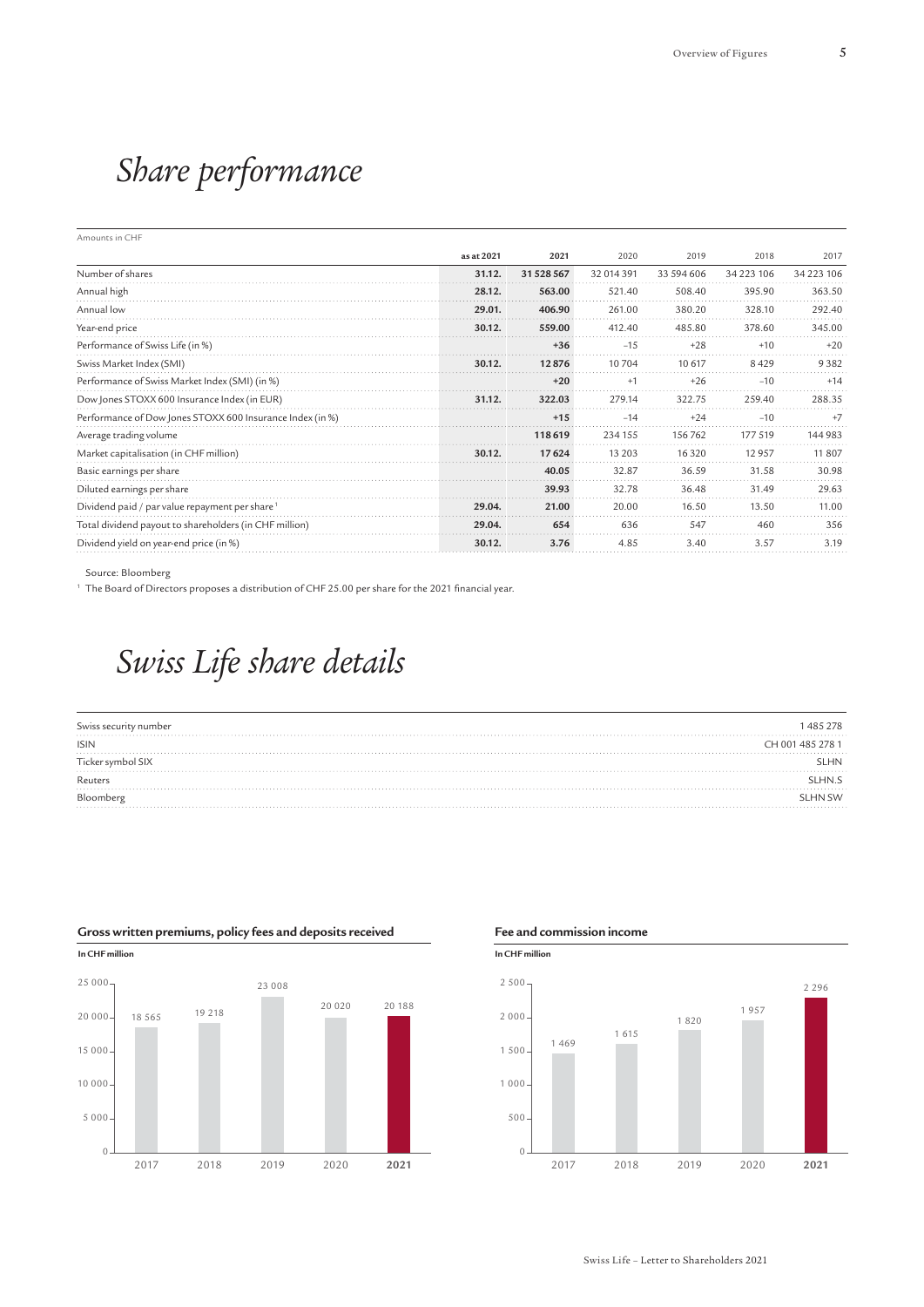# *Share performance*

Amounts in CHF

| | as at 2021 | 2021 | 2020 | 2019 | 2018 | 2017 |
|---|---|---|---|---|---|---|
| Number of shares | **31.12.** | **31 528 567** | 32 014 391 | 33 594 606 | 34 223 106 | 34 223 106 |
| Annual high | **28.12.** | **563.00** | 521.40 | 508.40 | 395.90 | 363.50 |
| Annual low | **29.01.** | **406.90** | 261.00 | 380.20 | 328.10 | 292.40 |
| Year-end price | **30.12.** | **559.00** | 412.40 | 485.80 | 378.60 | 345.00 |
| Performance of Swiss Life (in %) | | **+36** | –15 | +28 | +10 | +20 |
| Swiss Market Index (SMI) | **30.12.** | **12876** | 10704 | 10 617 | 8429 | 9382 |
| Performance of Swiss Market Index (SMI) (in %) | | **+20** | +1 | +26 | –10 | +14 |
| Dow Jones STOXX 600 Insurance Index (in EUR) | **31.12.** | **322.03** | 279.14 | 322.75 | 259.40 | 288.35 |
| Performance of Dow Jones STOXX 600 Insurance Index (in %) | | **+15** | –14 | +24 | –10 | +7 |
| Average trading volume | | **118619** | 234 155 | 156762 | 177519 | 144983 |
| Market capitalisation (in CHF million) | **30.12.** | **17624** | 13 203 | 16 320 | 12957 | 11 807 |
| Basic earnings per share | | **40.05** | 32.87 | 36.59 | 31.58 | 30.98 |
| Diluted earnings per share | | **39.93** | 32.78 | 36.48 | 31.49 | 29.63 |
| Dividend paid / par value repayment per share [1] | **29.04.** | **21.00** | 20.00 | 16.50 | 13.50 | 11.00 |
| Total dividend payout to shareholders (in CHF million) | **29.04.** | **654** | 636 | 547 | 460 | 356 |
| Dividend yield on year-end price (in %) | **30.12.** | **3.76** | 4.85 | 3.40 | 3.57 | 3.19 |

Source: Bloomberg

[1] The Board of Directors proposes a distribution of CHF 25.00 per share for the 2021 financial year.

# *Swiss Life share details*

| | |
|---|---|
| Swiss security number | 1 485 278 |
| ISIN | CH 001 485 278 1 |
| Ticker symbol SIX | SLHN |
| Reuters | SLHN.S |
| Bloomberg | SLHN SW |

**Gross written premiums, policy fees and deposits received**

**In CHF million**

| 2017 | 2018 | 2019 | 2020 | **2021** |
|---|---|---|---|---|
| 18 565 | 19 218 | 23 008 | 20 020 | **20 188** |

**Fee and commission income**

**In CHF million**

| 2017 | 2018 | 2019 | 2020 | **2021** |
|---|---|---|---|---|
| 1 469 | 1 615 | 1 820 | 1 957 | **2 296** |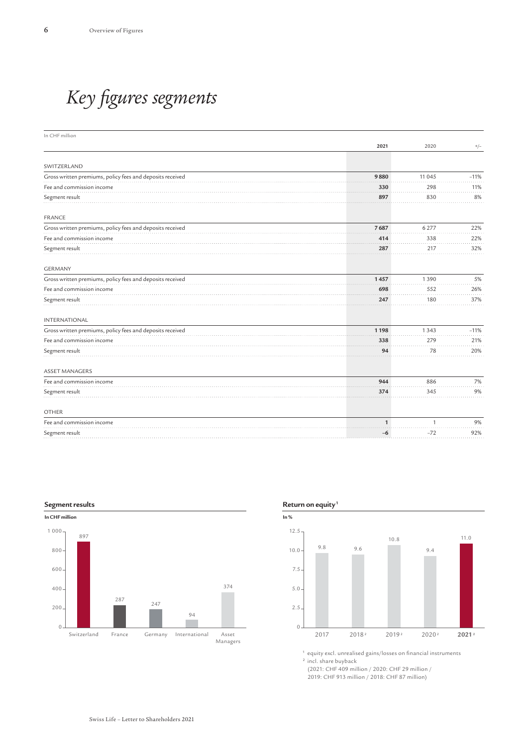# *Key figures segments*

| In CHF million | 2021 | 2020 | +/– |
|---|---|---|---|
| SWITZERLAND | | | |
| Gross written premiums, policy fees and deposits received | **9 880** | 11 045 | –11% |
| Fee and commission income | **330** | 298 | 11% |
| Segment result | **897** | 830 | 8% |
| FRANCE | | | |
| Gross written premiums, policy fees and deposits received | **7 687** | 6 277 | 22% |
| Fee and commission income | **414** | 338 | 22% |
| Segment result | **287** | 217 | 32% |
| GERMANY | | | |
| Gross written premiums, policy fees and deposits received | **1 457** | 1 390 | 5% |
| Fee and commission income | **698** | 552 | 26% |
| Segment result | **247** | 180 | 37% |
| INTERNATIONAL | | | |
| Gross written premiums, policy fees and deposits received | **1 198** | 1 343 | –11% |
| Fee and commission income | **338** | 279 | 21% |
| Segment result | **94** | 78 | 20% |
| ASSET MANAGERS | | | |
| Fee and commission income | **944** | 886 | 7% |
| Segment result | **374** | 345 | 9% |
| OTHER | | | |
| Fee and commission income | **1** | 1 | 9% |
| Segment result | **–6** | –72 | 92% |

**Segment results**

**In CHF million**

| Switzerland | France | Germany | International | Asset Managers |
|---|---|---|---|---|
| 897 | 287 | 247 | 94 | 374 |

**Return on equity**[1]

**In %**

| 2017 | 2018[2] | 2019[2] | 2020[2] | 2021[2] |
|---|---|---|---|---|
| 9.8 | 9.6 | 10.8 | 9.4 | 11.0 |

[1] equity excl. unrealised gains/losses on financial instruments
[2] incl. share buyback
(2021: CHF 409 million / 2020: CHF 29 million / 2019: CHF 913 million / 2018: CHF 87 million)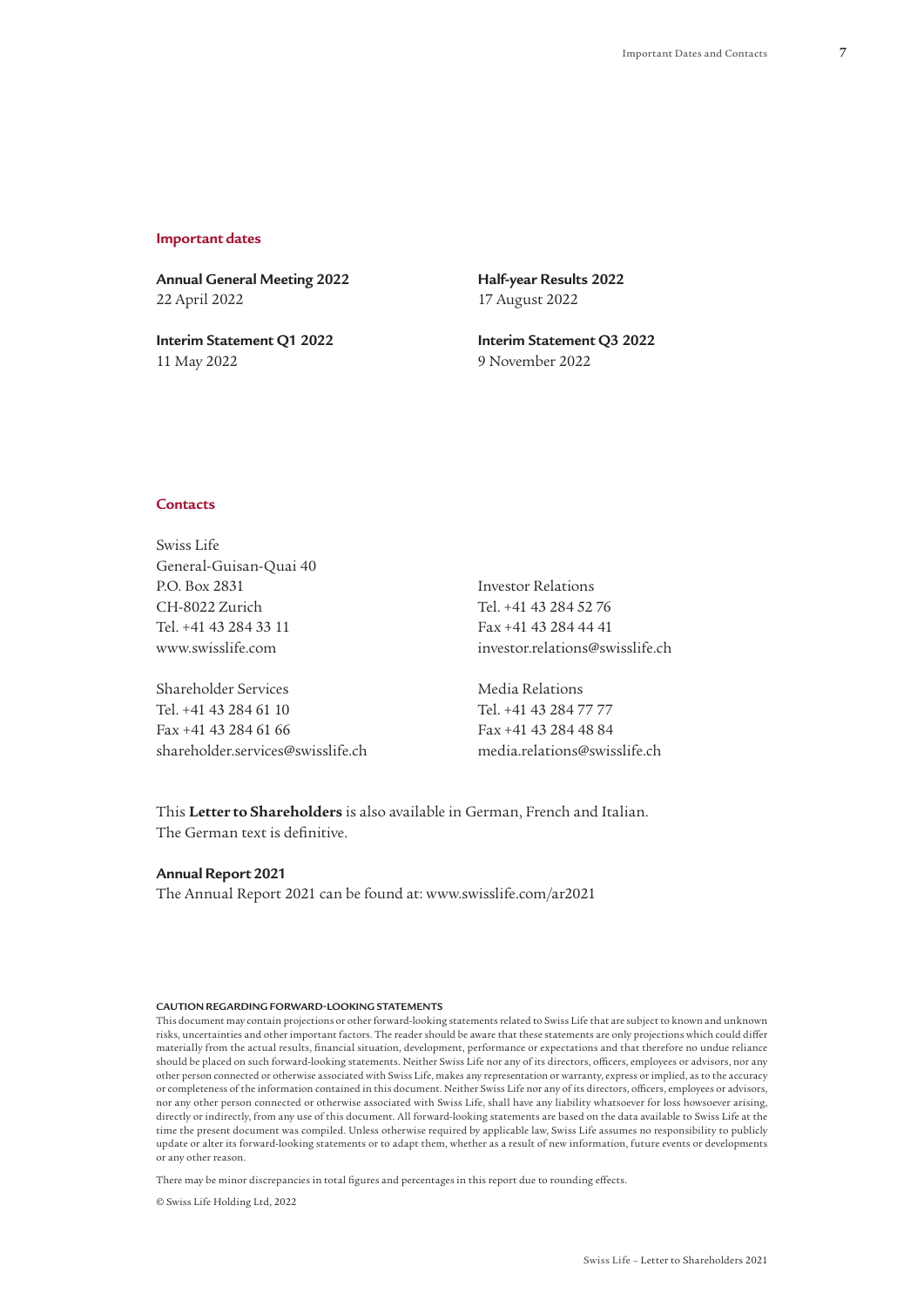## Important dates

**Annual General Meeting 2022**
22 April 2022

**Interim Statement Q1 2022**
11 May 2022

**Half-year Results 2022**
17 August 2022

**Interim Statement Q3 2022**
9 November 2022

## Contacts

Swiss Life
General-Guisan-Quai 40
P.O. Box 2831
CH-8022 Zurich
Tel. +41 43 284 33 11
www.swisslife.com

Shareholder Services
Tel. +41 43 284 61 10
Fax +41 43 284 61 66
shareholder.services@swisslife.ch

Investor Relations
Tel. +41 43 284 52 76
Fax +41 43 284 44 41
investor.relations@swisslife.ch

Media Relations
Tel. +41 43 284 77 77
Fax +41 43 284 48 84
media.relations@swisslife.ch

This **Letter to Shareholders** is also available in German, French and Italian.
The German text is definitive.

**Annual Report 2021**
The Annual Report 2021 can be found at: www.swisslife.com/ar2021

**CAUTION REGARDING FORWARD-LOOKING STATEMENTS**
This document may contain projections or other forward-looking statements related to Swiss Life that are subject to known and unknown risks, uncertainties and other important factors. The reader should be aware that these statements are only projections which could differ materially from the actual results, financial situation, development, performance or expectations and that therefore no undue reliance should be placed on such forward-looking statements. Neither Swiss Life nor any of its directors, officers, employees or advisors, nor any other person connected or otherwise associated with Swiss Life, makes any representation or warranty, express or implied, as to the accuracy or completeness of the information contained in this document. Neither Swiss Life nor any of its directors, officers, employees or advisors, nor any other person connected or otherwise associated with Swiss Life, shall have any liability whatsoever for loss howsoever arising, directly or indirectly, from any use of this document. All forward-looking statements are based on the data available to Swiss Life at the time the present document was compiled. Unless otherwise required by applicable law, Swiss Life assumes no responsibility to publicly update or alter its forward-looking statements or to adapt them, whether as a result of new information, future events or developments or any other reason.

There may be minor discrepancies in total figures and percentages in this report due to rounding effects.

© Swiss Life Holding Ltd, 2022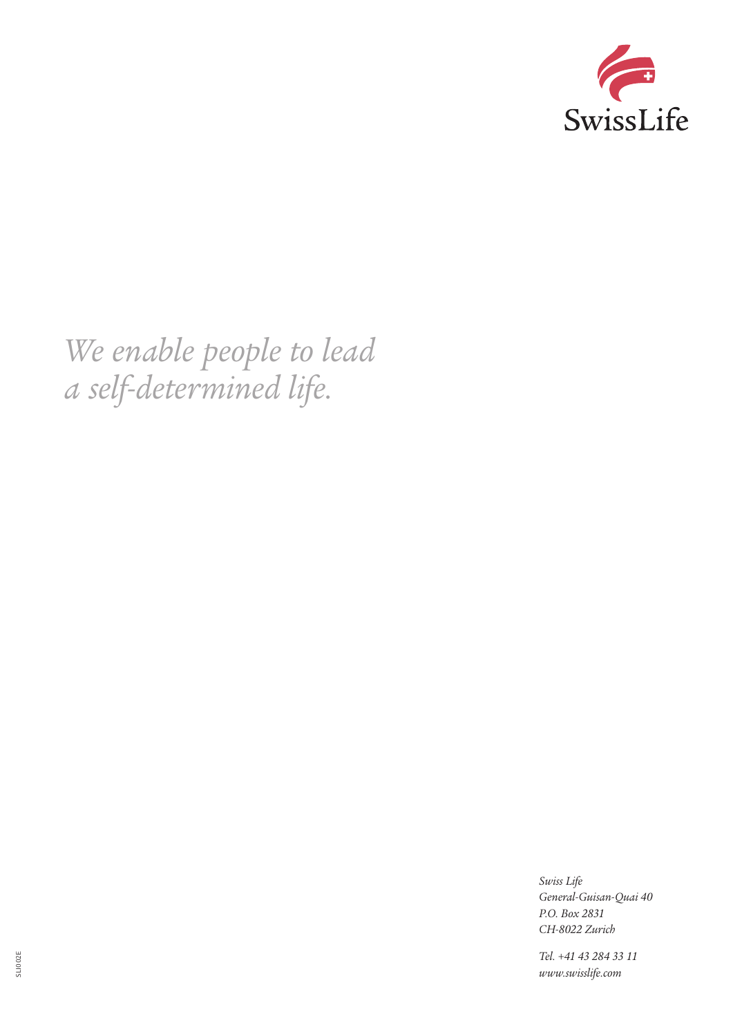SwissLife

*We enable people to lead a self-determined life.*

*Swiss Life*
*General-Guisan-Quai 40*
*P.O. Box 2831*
*CH-8022 Zurich*

*Tel. +41 43 284 33 11*
*www.swisslife.com*

SLI002E